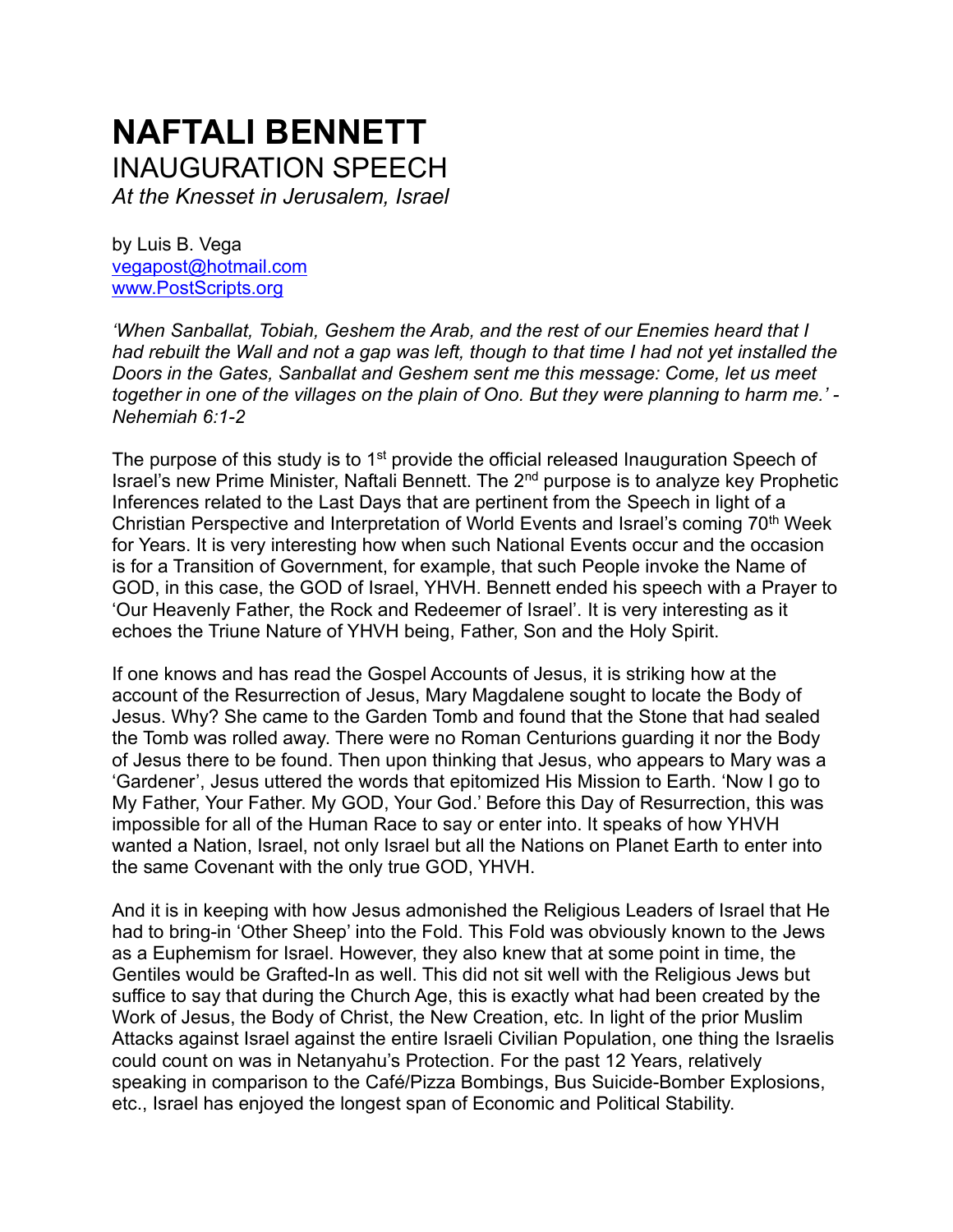# NAFTALI BENNETT

## INAUGURATION SPEECH

*At the Knesset in Jerusalem, Israel*

by Luis B. Vega
vegapost@hotmail.com
www.PostScripts.org

*'When Sanballat, Tobiah, Geshem the Arab, and the rest of our Enemies heard that I had rebuilt the Wall and not a gap was left, though to that time I had not yet installed the Doors in the Gates, Sanballat and Geshem sent me this message: Come, let us meet together in one of the villages on the plain of Ono. But they were planning to harm me.' - Nehemiah 6:1-2*

The purpose of this study is to 1st provide the official released Inauguration Speech of Israel's new Prime Minister, Naftali Bennett. The 2nd purpose is to analyze key Prophetic Inferences related to the Last Days that are pertinent from the Speech in light of a Christian Perspective and Interpretation of World Events and Israel's coming 70th Week for Years. It is very interesting how when such National Events occur and the occasion is for a Transition of Government, for example, that such People invoke the Name of GOD, in this case, the GOD of Israel, YHVH. Bennett ended his speech with a Prayer to 'Our Heavenly Father, the Rock and Redeemer of Israel'. It is very interesting as it echoes the Triune Nature of YHVH being, Father, Son and the Holy Spirit.

If one knows and has read the Gospel Accounts of Jesus, it is striking how at the account of the Resurrection of Jesus, Mary Magdalene sought to locate the Body of Jesus. Why? She came to the Garden Tomb and found that the Stone that had sealed the Tomb was rolled away. There were no Roman Centurions guarding it nor the Body of Jesus there to be found. Then upon thinking that Jesus, who appears to Mary was a 'Gardener', Jesus uttered the words that epitomized His Mission to Earth. 'Now I go to My Father, Your Father. My GOD, Your God.' Before this Day of Resurrection, this was impossible for all of the Human Race to say or enter into. It speaks of how YHVH wanted a Nation, Israel, not only Israel but all the Nations on Planet Earth to enter into the same Covenant with the only true GOD, YHVH.

And it is in keeping with how Jesus admonished the Religious Leaders of Israel that He had to bring-in 'Other Sheep' into the Fold. This Fold was obviously known to the Jews as a Euphemism for Israel. However, they also knew that at some point in time, the Gentiles would be Grafted-In as well. This did not sit well with the Religious Jews but suffice to say that during the Church Age, this is exactly what had been created by the Work of Jesus, the Body of Christ, the New Creation, etc. In light of the prior Muslim Attacks against Israel against the entire Israeli Civilian Population, one thing the Israelis could count on was in Netanyahu's Protection. For the past 12 Years, relatively speaking in comparison to the Café/Pizza Bombings, Bus Suicide-Bomber Explosions, etc., Israel has enjoyed the longest span of Economic and Political Stability.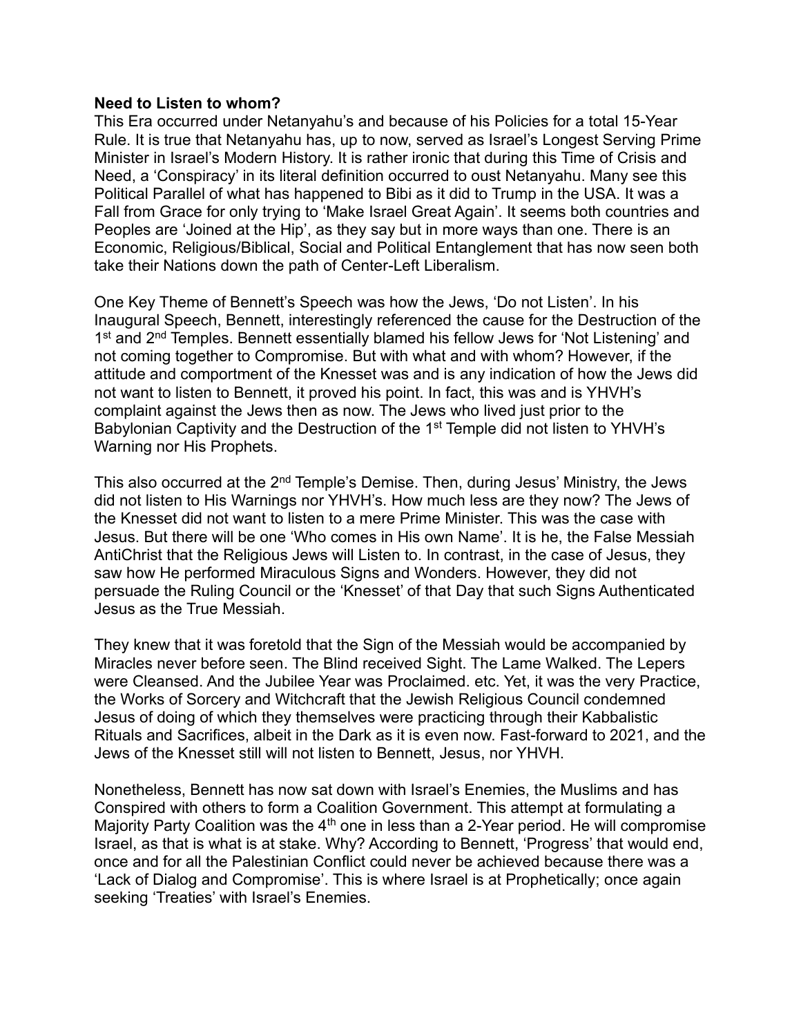**Need to Listen to whom?**

This Era occurred under Netanyahu's and because of his Policies for a total 15-Year Rule. It is true that Netanyahu has, up to now, served as Israel's Longest Serving Prime Minister in Israel's Modern History. It is rather ironic that during this Time of Crisis and Need, a 'Conspiracy' in its literal definition occurred to oust Netanyahu. Many see this Political Parallel of what has happened to Bibi as it did to Trump in the USA. It was a Fall from Grace for only trying to 'Make Israel Great Again'. It seems both countries and Peoples are 'Joined at the Hip', as they say but in more ways than one. There is an Economic, Religious/Biblical, Social and Political Entanglement that has now seen both take their Nations down the path of Center-Left Liberalism.

One Key Theme of Bennett's Speech was how the Jews, 'Do not Listen'. In his Inaugural Speech, Bennett, interestingly referenced the cause for the Destruction of the 1st and 2nd Temples. Bennett essentially blamed his fellow Jews for 'Not Listening' and not coming together to Compromise. But with what and with whom? However, if the attitude and comportment of the Knesset was and is any indication of how the Jews did not want to listen to Bennett, it proved his point. In fact, this was and is YHVH's complaint against the Jews then as now. The Jews who lived just prior to the Babylonian Captivity and the Destruction of the 1st Temple did not listen to YHVH's Warning nor His Prophets.

This also occurred at the 2nd Temple's Demise. Then, during Jesus' Ministry, the Jews did not listen to His Warnings nor YHVH's. How much less are they now? The Jews of the Knesset did not want to listen to a mere Prime Minister. This was the case with Jesus. But there will be one 'Who comes in His own Name'. It is he, the False Messiah AntiChrist that the Religious Jews will Listen to. In contrast, in the case of Jesus, they saw how He performed Miraculous Signs and Wonders. However, they did not persuade the Ruling Council or the 'Knesset' of that Day that such Signs Authenticated Jesus as the True Messiah.

They knew that it was foretold that the Sign of the Messiah would be accompanied by Miracles never before seen. The Blind received Sight. The Lame Walked. The Lepers were Cleansed. And the Jubilee Year was Proclaimed. etc. Yet, it was the very Practice, the Works of Sorcery and Witchcraft that the Jewish Religious Council condemned Jesus of doing of which they themselves were practicing through their Kabbalistic Rituals and Sacrifices, albeit in the Dark as it is even now. Fast-forward to 2021, and the Jews of the Knesset still will not listen to Bennett, Jesus, nor YHVH.

Nonetheless, Bennett has now sat down with Israel's Enemies, the Muslims and has Conspired with others to form a Coalition Government. This attempt at formulating a Majority Party Coalition was the 4th one in less than a 2-Year period. He will compromise Israel, as that is what is at stake. Why? According to Bennett, 'Progress' that would end, once and for all the Palestinian Conflict could never be achieved because there was a 'Lack of Dialog and Compromise'. This is where Israel is at Prophetically; once again seeking 'Treaties' with Israel's Enemies.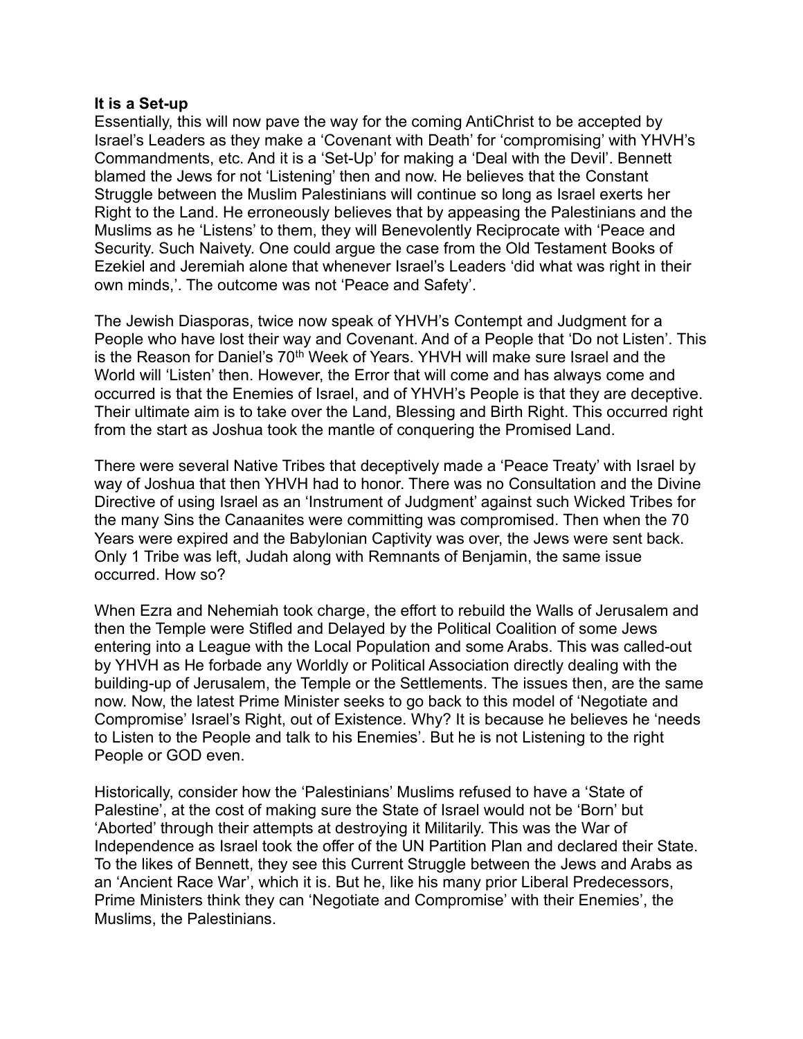**It is a Set-up**

Essentially, this will now pave the way for the coming AntiChrist to be accepted by Israel's Leaders as they make a 'Covenant with Death' for 'compromising' with YHVH's Commandments, etc. And it is a 'Set-Up' for making a 'Deal with the Devil'. Bennett blamed the Jews for not 'Listening' then and now. He believes that the Constant Struggle between the Muslim Palestinians will continue so long as Israel exerts her Right to the Land. He erroneously believes that by appeasing the Palestinians and the Muslims as he 'Listens' to them, they will Benevolently Reciprocate with 'Peace and Security. Such Naivety. One could argue the case from the Old Testament Books of Ezekiel and Jeremiah alone that whenever Israel's Leaders 'did what was right in their own minds,'. The outcome was not 'Peace and Safety'.

The Jewish Diasporas, twice now speak of YHVH's Contempt and Judgment for a People who have lost their way and Covenant. And of a People that 'Do not Listen'. This is the Reason for Daniel's 70th Week of Years. YHVH will make sure Israel and the World will 'Listen' then. However, the Error that will come and has always come and occurred is that the Enemies of Israel, and of YHVH's People is that they are deceptive. Their ultimate aim is to take over the Land, Blessing and Birth Right. This occurred right from the start as Joshua took the mantle of conquering the Promised Land.

There were several Native Tribes that deceptively made a 'Peace Treaty' with Israel by way of Joshua that then YHVH had to honor. There was no Consultation and the Divine Directive of using Israel as an 'Instrument of Judgment' against such Wicked Tribes for the many Sins the Canaanites were committing was compromised. Then when the 70 Years were expired and the Babylonian Captivity was over, the Jews were sent back. Only 1 Tribe was left, Judah along with Remnants of Benjamin, the same issue occurred. How so?

When Ezra and Nehemiah took charge, the effort to rebuild the Walls of Jerusalem and then the Temple were Stifled and Delayed by the Political Coalition of some Jews entering into a League with the Local Population and some Arabs. This was called-out by YHVH as He forbade any Worldly or Political Association directly dealing with the building-up of Jerusalem, the Temple or the Settlements. The issues then, are the same now. Now, the latest Prime Minister seeks to go back to this model of 'Negotiate and Compromise' Israel's Right, out of Existence. Why? It is because he believes he 'needs to Listen to the People and talk to his Enemies'. But he is not Listening to the right People or GOD even.

Historically, consider how the 'Palestinians' Muslims refused to have a 'State of Palestine', at the cost of making sure the State of Israel would not be 'Born' but 'Aborted' through their attempts at destroying it Militarily. This was the War of Independence as Israel took the offer of the UN Partition Plan and declared their State. To the likes of Bennett, they see this Current Struggle between the Jews and Arabs as an 'Ancient Race War', which it is. But he, like his many prior Liberal Predecessors, Prime Ministers think they can 'Negotiate and Compromise' with their Enemies', the Muslims, the Palestinians.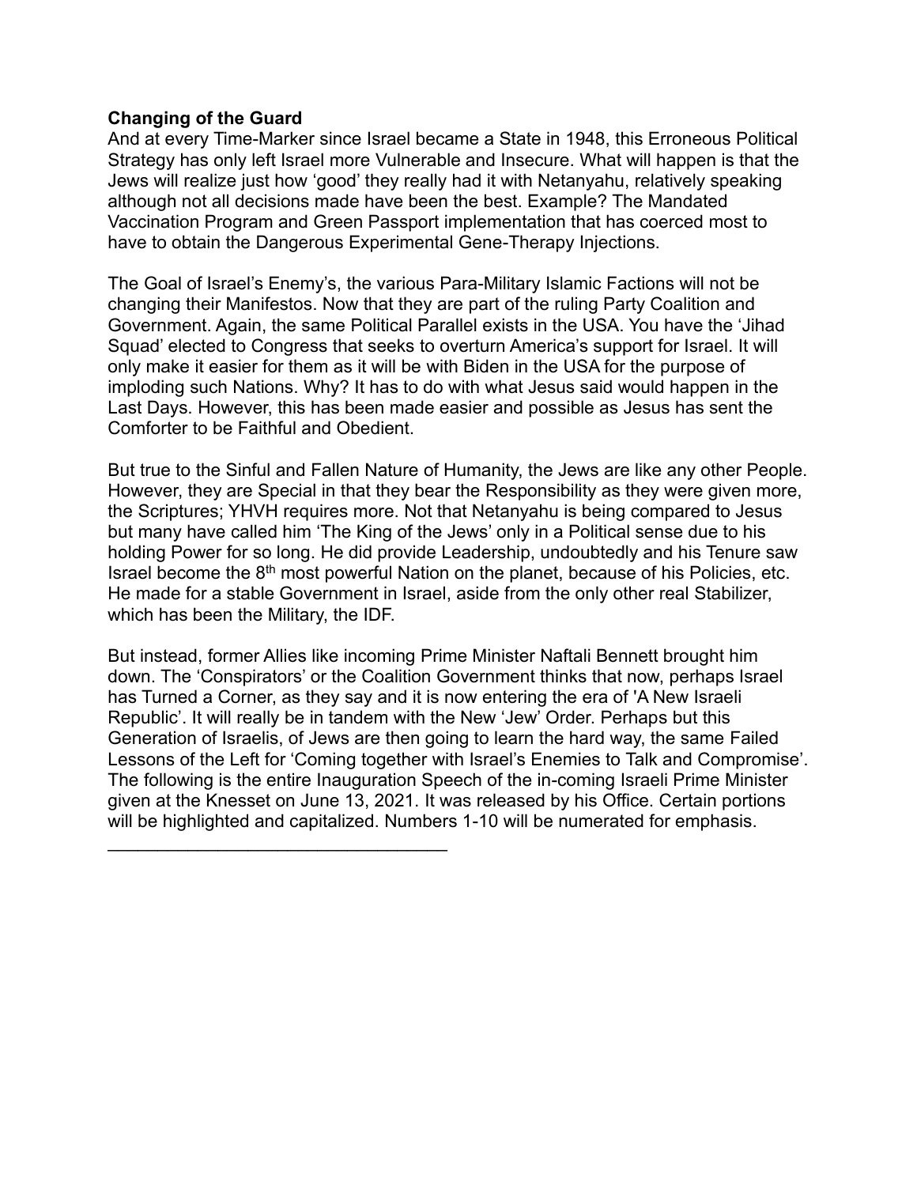**Changing of the Guard**

And at every Time-Marker since Israel became a State in 1948, this Erroneous Political Strategy has only left Israel more Vulnerable and Insecure. What will happen is that the Jews will realize just how 'good' they really had it with Netanyahu, relatively speaking although not all decisions made have been the best. Example? The Mandated Vaccination Program and Green Passport implementation that has coerced most to have to obtain the Dangerous Experimental Gene-Therapy Injections.

The Goal of Israel's Enemy's, the various Para-Military Islamic Factions will not be changing their Manifestos. Now that they are part of the ruling Party Coalition and Government. Again, the same Political Parallel exists in the USA. You have the 'Jihad Squad' elected to Congress that seeks to overturn America's support for Israel. It will only make it easier for them as it will be with Biden in the USA for the purpose of imploding such Nations. Why? It has to do with what Jesus said would happen in the Last Days. However, this has been made easier and possible as Jesus has sent the Comforter to be Faithful and Obedient.

But true to the Sinful and Fallen Nature of Humanity, the Jews are like any other People. However, they are Special in that they bear the Responsibility as they were given more, the Scriptures; YHVH requires more. Not that Netanyahu is being compared to Jesus but many have called him 'The King of the Jews' only in a Political sense due to his holding Power for so long. He did provide Leadership, undoubtedly and his Tenure saw Israel become the 8th most powerful Nation on the planet, because of his Policies, etc. He made for a stable Government in Israel, aside from the only other real Stabilizer, which has been the Military, the IDF.

But instead, former Allies like incoming Prime Minister Naftali Bennett brought him down. The 'Conspirators' or the Coalition Government thinks that now, perhaps Israel has Turned a Corner, as they say and it is now entering the era of 'A New Israeli Republic'. It will really be in tandem with the New 'Jew' Order. Perhaps but this Generation of Israelis, of Jews are then going to learn the hard way, the same Failed Lessons of the Left for 'Coming together with Israel's Enemies to Talk and Compromise'. The following is the entire Inauguration Speech of the in-coming Israeli Prime Minister given at the Knesset on June 13, 2021. It was released by his Office. Certain portions will be highlighted and capitalized. Numbers 1-10 will be numerated for emphasis.

___________________________________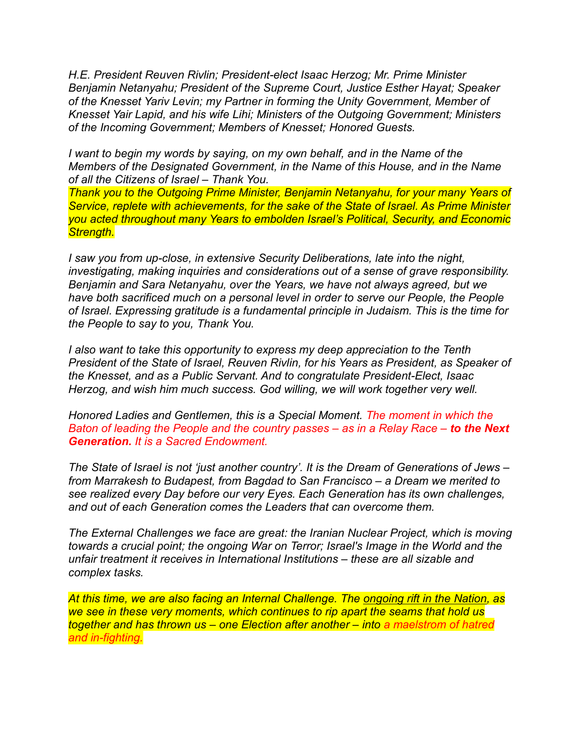*H.E. President Reuven Rivlin; President-elect Isaac Herzog; Mr. Prime Minister Benjamin Netanyahu; President of the Supreme Court, Justice Esther Hayat; Speaker of the Knesset Yariv Levin; my Partner in forming the Unity Government, Member of Knesset Yair Lapid, and his wife Lihi; Ministers of the Outgoing Government; Ministers of the Incoming Government; Members of Knesset; Honored Guests.*

*I want to begin my words by saying, on my own behalf, and in the Name of the Members of the Designated Government, in the Name of this House, and in the Name of all the Citizens of Israel – Thank You.*
*Thank you to the Outgoing Prime Minister, Benjamin Netanyahu, for your many Years of Service, replete with achievements, for the sake of the State of Israel. As Prime Minister you acted throughout many Years to embolden Israel's Political, Security, and Economic Strength.*

*I saw you from up-close, in extensive Security Deliberations, late into the night, investigating, making inquiries and considerations out of a sense of grave responsibility. Benjamin and Sara Netanyahu, over the Years, we have not always agreed, but we have both sacrificed much on a personal level in order to serve our People, the People of Israel. Expressing gratitude is a fundamental principle in Judaism. This is the time for the People to say to you, Thank You.*

*I also want to take this opportunity to express my deep appreciation to the Tenth President of the State of Israel, Reuven Rivlin, for his Years as President, as Speaker of the Knesset, and as a Public Servant. And to congratulate President-Elect, Isaac Herzog, and wish him much success. God willing, we will work together very well.*

*Honored Ladies and Gentlemen, this is a Special Moment. The moment in which the Baton of leading the People and the country passes – as in a Relay Race –* ***to the Next Generation.*** *It is a Sacred Endowment.*

*The State of Israel is not 'just another country'. It is the Dream of Generations of Jews – from Marrakesh to Budapest, from Bagdad to San Francisco – a Dream we merited to see realized every Day before our very Eyes. Each Generation has its own challenges, and out of each Generation comes the Leaders that can overcome them.*

*The External Challenges we face are great: the Iranian Nuclear Project, which is moving towards a crucial point; the ongoing War on Terror; Israel's Image in the World and the unfair treatment it receives in International Institutions – these are all sizable and complex tasks.*

*At this time, we are also facing an Internal Challenge. The ongoing rift in the Nation, as we see in these very moments, which continues to rip apart the seams that hold us together and has thrown us – one Election after another – into a maelstrom of hatred and in-fighting.*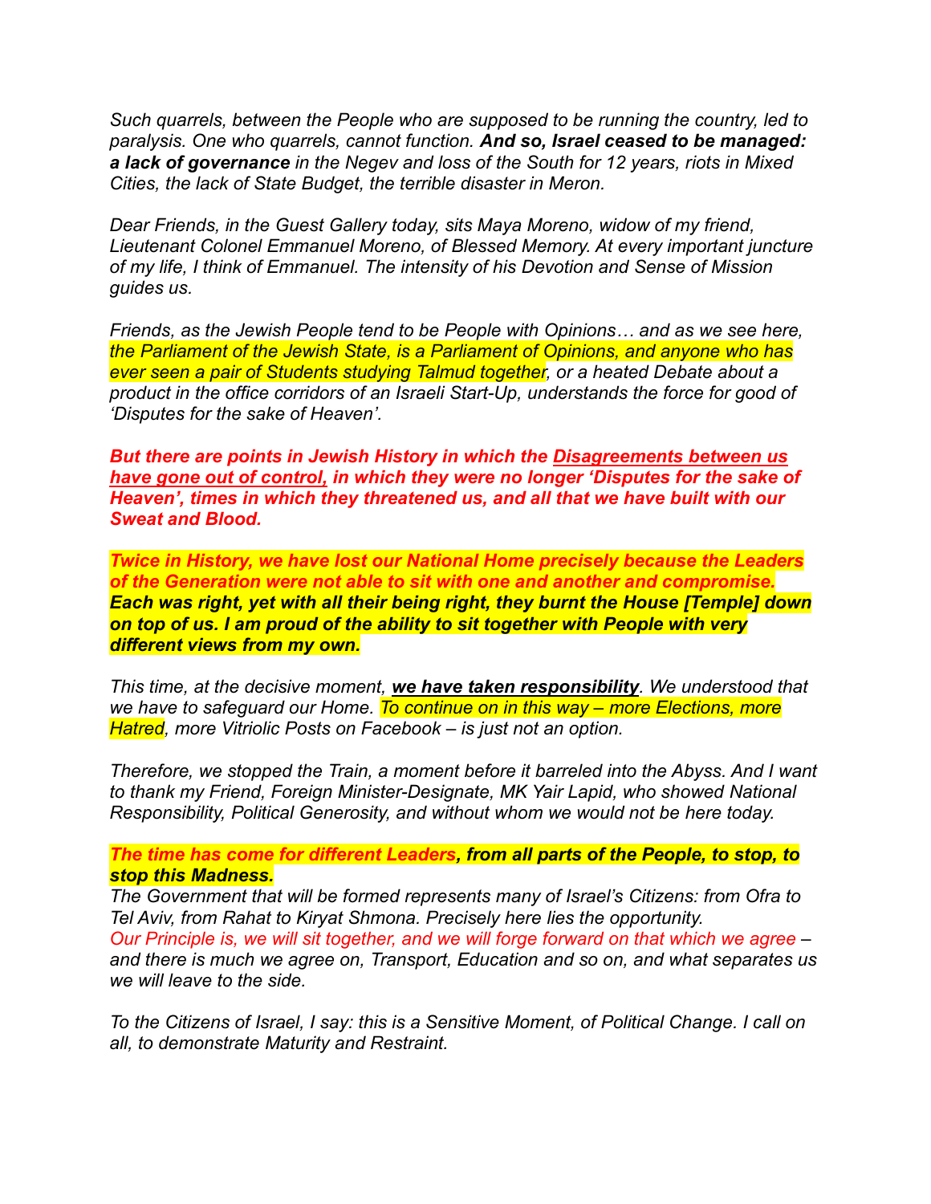*Such quarrels, between the People who are supposed to be running the country, led to paralysis. One who quarrels, cannot function.* ***And so, Israel ceased to be managed: a lack of governance*** *in the Negev and loss of the South for 12 years, riots in Mixed Cities, the lack of State Budget, the terrible disaster in Meron.*

*Dear Friends, in the Guest Gallery today, sits Maya Moreno, widow of my friend, Lieutenant Colonel Emmanuel Moreno, of Blessed Memory. At every important juncture of my life, I think of Emmanuel. The intensity of his Devotion and Sense of Mission guides us.*

*Friends, as the Jewish People tend to be People with Opinions… and as we see here, the Parliament of the Jewish State, is a Parliament of Opinions, and anyone who has ever seen a pair of Students studying Talmud together, or a heated Debate about a product in the office corridors of an Israeli Start-Up, understands the force for good of 'Disputes for the sake of Heaven'.*

***But there are points in Jewish History in which the <u>Disagreements between us have gone out of control,</u> in which they were no longer 'Disputes for the sake of Heaven', times in which they threatened us, and all that we have built with our Sweat and Blood.***

***Twice in History, we have lost our National Home precisely because the Leaders of the Generation were not able to sit with one and another and compromise. Each was right, yet with all their being right, they burnt the House [Temple] down on top of us. I am proud of the ability to sit together with People with very different views from my own.***

*This time, at the decisive moment,* ***<u>we have taken responsibility</u>****. We understood that we have to safeguard our Home. To continue on in this way – more Elections, more Hatred, more Vitriolic Posts on Facebook – is just not an option.*

*Therefore, we stopped the Train, a moment before it barreled into the Abyss. And I want to thank my Friend, Foreign Minister-Designate, MK Yair Lapid, who showed National Responsibility, Political Generosity, and without whom we would not be here today.*

***The time has come for different Leaders, from all parts of the People, to stop, to stop this Madness.***
*The Government that will be formed represents many of Israel's Citizens: from Ofra to Tel Aviv, from Rahat to Kiryat Shmona. Precisely here lies the opportunity.*
*Our Principle is, we will sit together, and we will forge forward on that which we agree – and there is much we agree on, Transport, Education and so on, and what separates us we will leave to the side.*

*To the Citizens of Israel, I say: this is a Sensitive Moment, of Political Change. I call on all, to demonstrate Maturity and Restraint.*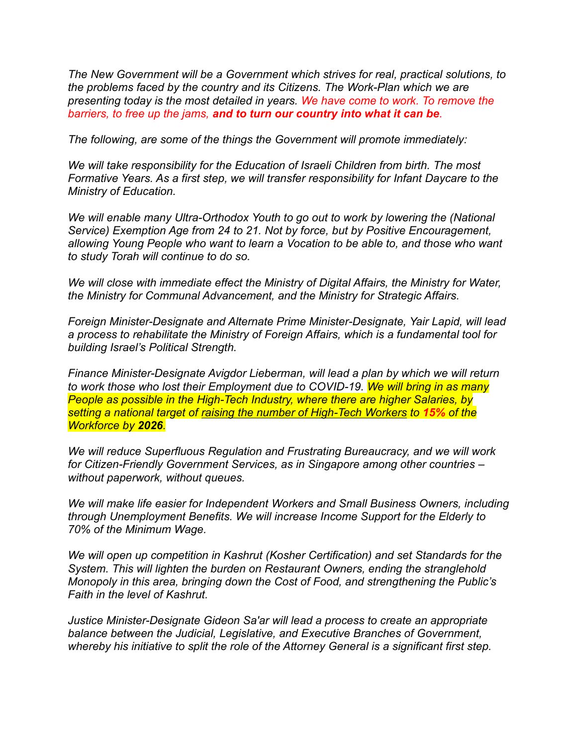*The New Government will be a Government which strives for real, practical solutions, to the problems faced by the country and its Citizens. The Work-Plan which we are presenting today is the most detailed in years. We have come to work. To remove the barriers, to free up the jams, **and to turn our country into what it can be**.*

*The following, are some of the things the Government will promote immediately:*

*We will take responsibility for the Education of Israeli Children from birth. The most Formative Years. As a first step, we will transfer responsibility for Infant Daycare to the Ministry of Education.*

*We will enable many Ultra-Orthodox Youth to go out to work by lowering the (National Service) Exemption Age from 24 to 21. Not by force, but by Positive Encouragement, allowing Young People who want to learn a Vocation to be able to, and those who want to study Torah will continue to do so.*

*We will close with immediate effect the Ministry of Digital Affairs, the Ministry for Water, the Ministry for Communal Advancement, and the Ministry for Strategic Affairs.*

*Foreign Minister-Designate and Alternate Prime Minister-Designate, Yair Lapid, will lead a process to rehabilitate the Ministry of Foreign Affairs, which is a fundamental tool for building Israel's Political Strength.*

*Finance Minister-Designate Avigdor Lieberman, will lead a plan by which we will return to work those who lost their Employment due to COVID-19. We will bring in as many People as possible in the High-Tech Industry, where there are higher Salaries, by setting a national target of raising the number of High-Tech Workers to **15%** of the Workforce by **2026**.*

*We will reduce Superfluous Regulation and Frustrating Bureaucracy, and we will work for Citizen-Friendly Government Services, as in Singapore among other countries – without paperwork, without queues.*

*We will make life easier for Independent Workers and Small Business Owners, including through Unemployment Benefits. We will increase Income Support for the Elderly to 70% of the Minimum Wage.*

*We will open up competition in Kashrut (Kosher Certification) and set Standards for the System. This will lighten the burden on Restaurant Owners, ending the stranglehold Monopoly in this area, bringing down the Cost of Food, and strengthening the Public's Faith in the level of Kashrut.*

*Justice Minister-Designate Gideon Sa'ar will lead a process to create an appropriate balance between the Judicial, Legislative, and Executive Branches of Government, whereby his initiative to split the role of the Attorney General is a significant first step.*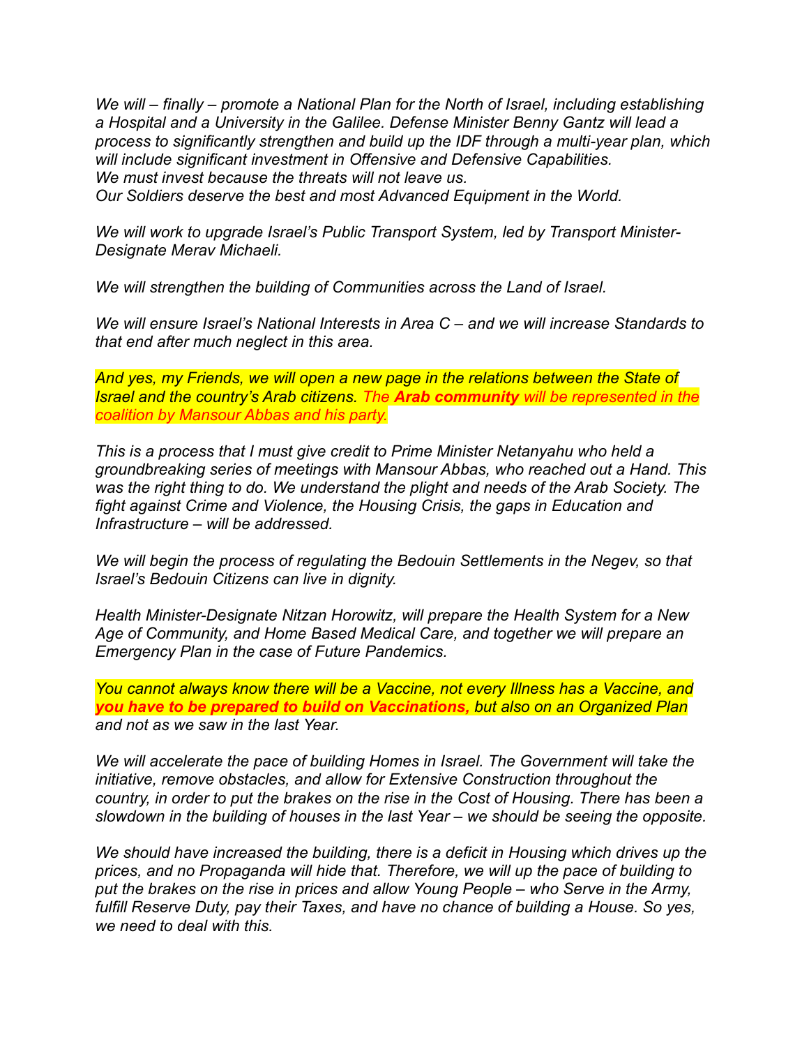*We will – finally – promote a National Plan for the North of Israel, including establishing a Hospital and a University in the Galilee. Defense Minister Benny Gantz will lead a process to significantly strengthen and build up the IDF through a multi-year plan, which will include significant investment in Offensive and Defensive Capabilities.*
*We must invest because the threats will not leave us.*
*Our Soldiers deserve the best and most Advanced Equipment in the World.*

*We will work to upgrade Israel's Public Transport System, led by Transport Minister-Designate Merav Michaeli.*

*We will strengthen the building of Communities across the Land of Israel.*

*We will ensure Israel's National Interests in Area C – and we will increase Standards to that end after much neglect in this area.*

*And yes, my Friends, we will open a new page in the relations between the State of Israel and the country's Arab citizens. The **Arab community** will be represented in the coalition by Mansour Abbas and his party.*

*This is a process that I must give credit to Prime Minister Netanyahu who held a groundbreaking series of meetings with Mansour Abbas, who reached out a Hand. This was the right thing to do. We understand the plight and needs of the Arab Society. The fight against Crime and Violence, the Housing Crisis, the gaps in Education and Infrastructure – will be addressed.*

*We will begin the process of regulating the Bedouin Settlements in the Negev, so that Israel's Bedouin Citizens can live in dignity.*

*Health Minister-Designate Nitzan Horowitz, will prepare the Health System for a New Age of Community, and Home Based Medical Care, and together we will prepare an Emergency Plan in the case of Future Pandemics.*

*You cannot always know there will be a Vaccine, not every Illness has a Vaccine, and **you have to be prepared to build on Vaccinations,** but also on an Organized Plan and not as we saw in the last Year.*

*We will accelerate the pace of building Homes in Israel. The Government will take the initiative, remove obstacles, and allow for Extensive Construction throughout the country, in order to put the brakes on the rise in the Cost of Housing. There has been a slowdown in the building of houses in the last Year – we should be seeing the opposite.*

*We should have increased the building, there is a deficit in Housing which drives up the prices, and no Propaganda will hide that. Therefore, we will up the pace of building to put the brakes on the rise in prices and allow Young People – who Serve in the Army, fulfill Reserve Duty, pay their Taxes, and have no chance of building a House. So yes, we need to deal with this.*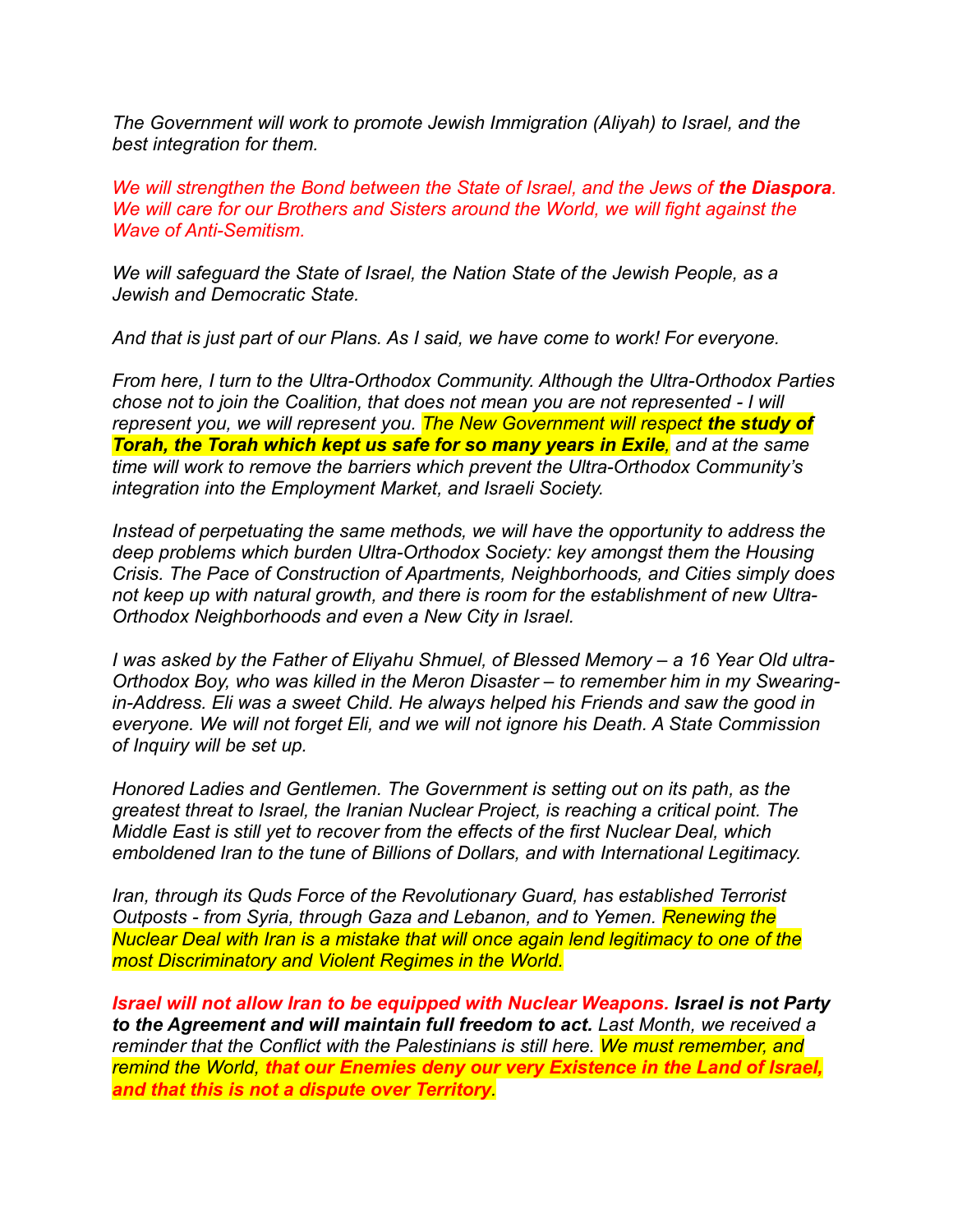*The Government will work to promote Jewish Immigration (Aliyah) to Israel, and the best integration for them.*

*We will strengthen the Bond between the State of Israel, and the Jews of **the Diaspora**. We will care for our Brothers and Sisters around the World, we will fight against the Wave of Anti-Semitism.*

*We will safeguard the State of Israel, the Nation State of the Jewish People, as a Jewish and Democratic State.*

*And that is just part of our Plans. As I said, we have come to work! For everyone.*

*From here, I turn to the Ultra-Orthodox Community. Although the Ultra-Orthodox Parties chose not to join the Coalition, that does not mean you are not represented - I will represent you, we will represent you. The New Government will respect **the study of Torah, the Torah which kept us safe for so many years in Exile**, and at the same time will work to remove the barriers which prevent the Ultra-Orthodox Community's integration into the Employment Market, and Israeli Society.*

*Instead of perpetuating the same methods, we will have the opportunity to address the deep problems which burden Ultra-Orthodox Society: key amongst them the Housing Crisis. The Pace of Construction of Apartments, Neighborhoods, and Cities simply does not keep up with natural growth, and there is room for the establishment of new Ultra-Orthodox Neighborhoods and even a New City in Israel.*

*I was asked by the Father of Eliyahu Shmuel, of Blessed Memory – a 16 Year Old ultra-Orthodox Boy, who was killed in the Meron Disaster – to remember him in my Swearing-in-Address. Eli was a sweet Child. He always helped his Friends and saw the good in everyone. We will not forget Eli, and we will not ignore his Death. A State Commission of Inquiry will be set up.*

*Honored Ladies and Gentlemen. The Government is setting out on its path, as the greatest threat to Israel, the Iranian Nuclear Project, is reaching a critical point. The Middle East is still yet to recover from the effects of the first Nuclear Deal, which emboldened Iran to the tune of Billions of Dollars, and with International Legitimacy.*

*Iran, through its Quds Force of the Revolutionary Guard, has established Terrorist Outposts - from Syria, through Gaza and Lebanon, and to Yemen. Renewing the Nuclear Deal with Iran is a mistake that will once again lend legitimacy to one of the most Discriminatory and Violent Regimes in the World.*

***Israel will not allow Iran to be equipped with Nuclear Weapons. Israel is not Party to the Agreement and will maintain full freedom to act.** Last Month, we received a reminder that the Conflict with the Palestinians is still here. We must remember, and remind the World, **that our Enemies deny our very Existence in the Land of Israel, and that this is not a dispute over Territory**.*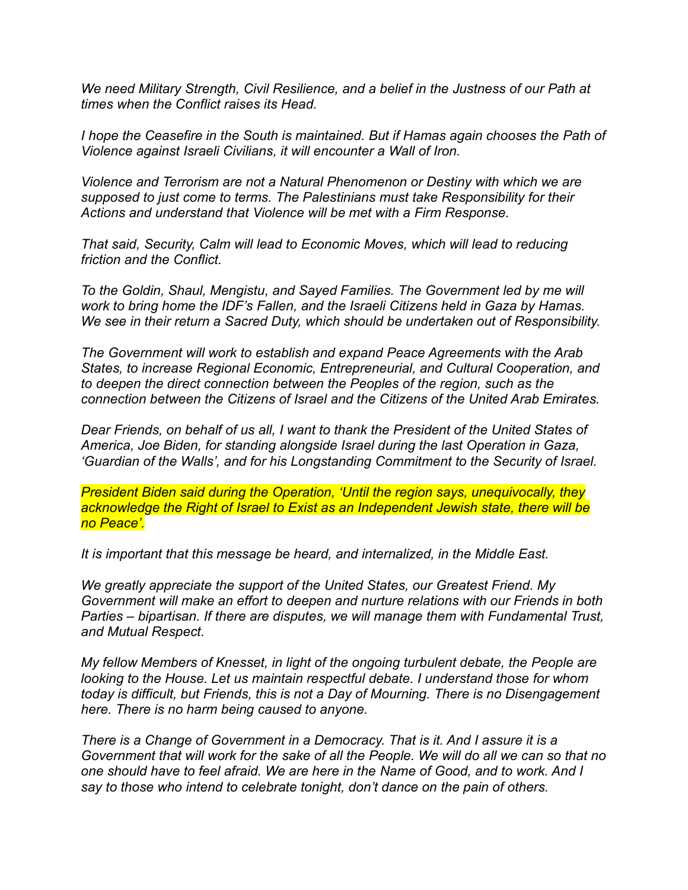*We need Military Strength, Civil Resilience, and a belief in the Justness of our Path at times when the Conflict raises its Head.*

*I hope the Ceasefire in the South is maintained. But if Hamas again chooses the Path of Violence against Israeli Civilians, it will encounter a Wall of Iron.*

*Violence and Terrorism are not a Natural Phenomenon or Destiny with which we are supposed to just come to terms. The Palestinians must take Responsibility for their Actions and understand that Violence will be met with a Firm Response.*

*That said, Security, Calm will lead to Economic Moves, which will lead to reducing friction and the Conflict.*

*To the Goldin, Shaul, Mengistu, and Sayed Families. The Government led by me will work to bring home the IDF's Fallen, and the Israeli Citizens held in Gaza by Hamas. We see in their return a Sacred Duty, which should be undertaken out of Responsibility.*

*The Government will work to establish and expand Peace Agreements with the Arab States, to increase Regional Economic, Entrepreneurial, and Cultural Cooperation, and to deepen the direct connection between the Peoples of the region, such as the connection between the Citizens of Israel and the Citizens of the United Arab Emirates.*

*Dear Friends, on behalf of us all, I want to thank the President of the United States of America, Joe Biden, for standing alongside Israel during the last Operation in Gaza, 'Guardian of the Walls', and for his Longstanding Commitment to the Security of Israel.*

*President Biden said during the Operation, 'Until the region says, unequivocally, they acknowledge the Right of Israel to Exist as an Independent Jewish state, there will be no Peace'.*

*It is important that this message be heard, and internalized, in the Middle East.*

*We greatly appreciate the support of the United States, our Greatest Friend. My Government will make an effort to deepen and nurture relations with our Friends in both Parties – bipartisan. If there are disputes, we will manage them with Fundamental Trust, and Mutual Respect.*

*My fellow Members of Knesset, in light of the ongoing turbulent debate, the People are looking to the House. Let us maintain respectful debate. I understand those for whom today is difficult, but Friends, this is not a Day of Mourning. There is no Disengagement here. There is no harm being caused to anyone.*

*There is a Change of Government in a Democracy. That is it. And I assure it is a Government that will work for the sake of all the People. We will do all we can so that no one should have to feel afraid. We are here in the Name of Good, and to work. And I say to those who intend to celebrate tonight, don't dance on the pain of others.*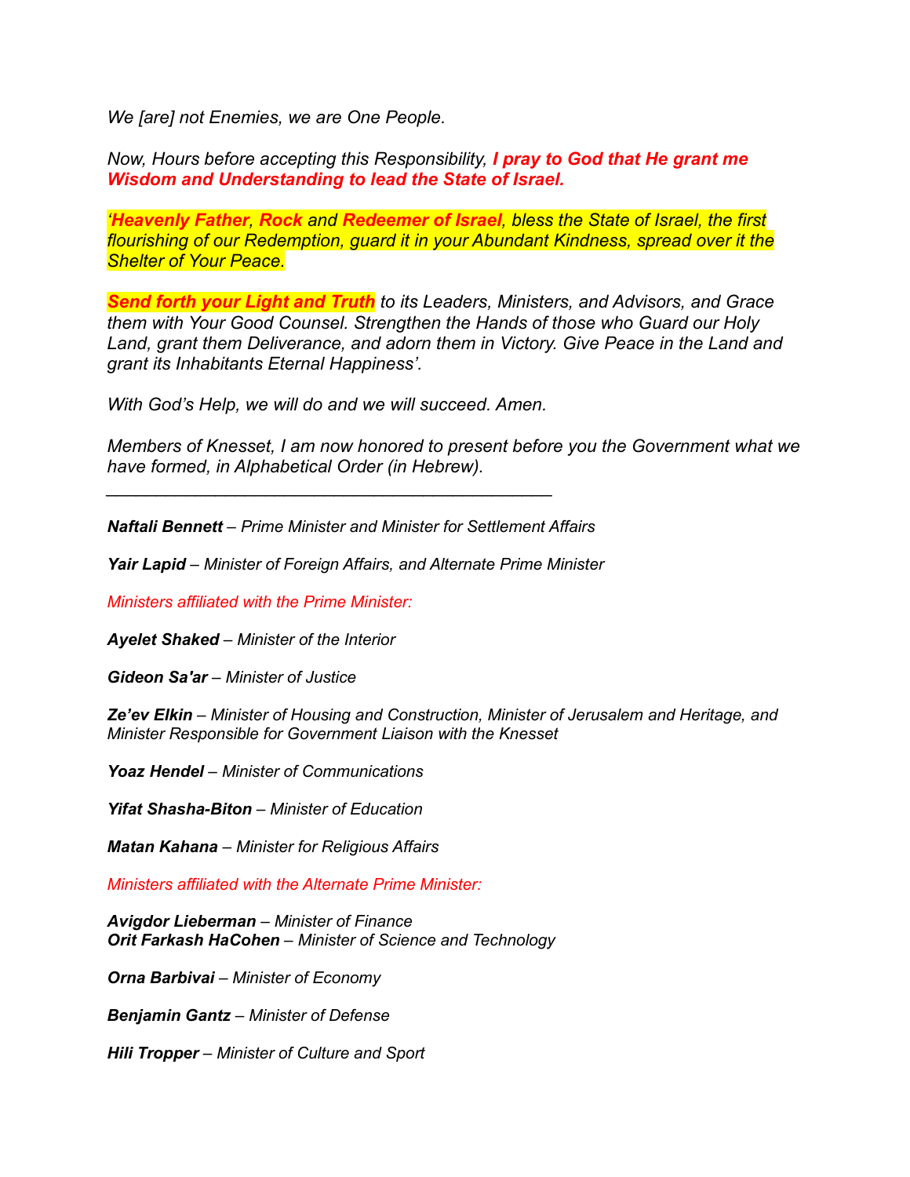*We [are] not Enemies, we are One People.*

*Now, Hours before accepting this Responsibility, **I pray to God that He grant me Wisdom and Understanding to lead the State of Israel.***

*'**Heavenly Father**, **Rock** and **Redeemer of Israel**, bless the State of Israel, the first flourishing of our Redemption, guard it in your Abundant Kindness, spread over it the Shelter of Your Peace.*

***Send forth your Light and Truth** to its Leaders, Ministers, and Advisors, and Grace them with Your Good Counsel. Strengthen the Hands of those who Guard our Holy Land, grant them Deliverance, and adorn them in Victory. Give Peace in the Land and grant its Inhabitants Eternal Happiness'.*

*With God's Help, we will do and we will succeed. Amen.*

*Members of Knesset, I am now honored to present before you the Government what we have formed, in Alphabetical Order (in Hebrew).*

---

***Naftali Bennett** – Prime Minister and Minister for Settlement Affairs*

***Yair Lapid** – Minister of Foreign Affairs, and Alternate Prime Minister*

*Ministers affiliated with the Prime Minister:*

***Ayelet Shaked** – Minister of the Interior*

***Gideon Sa'ar** – Minister of Justice*

***Ze'ev Elkin** – Minister of Housing and Construction, Minister of Jerusalem and Heritage, and Minister Responsible for Government Liaison with the Knesset*

***Yoaz Hendel** – Minister of Communications*

***Yifat Shasha-Biton** – Minister of Education*

***Matan Kahana** – Minister for Religious Affairs*

*Ministers affiliated with the Alternate Prime Minister:*

***Avigdor Lieberman** – Minister of Finance*
***Orit Farkash HaCohen** – Minister of Science and Technology*

***Orna Barbivai** – Minister of Economy*

***Benjamin Gantz** – Minister of Defense*

***Hili Tropper** – Minister of Culture and Sport*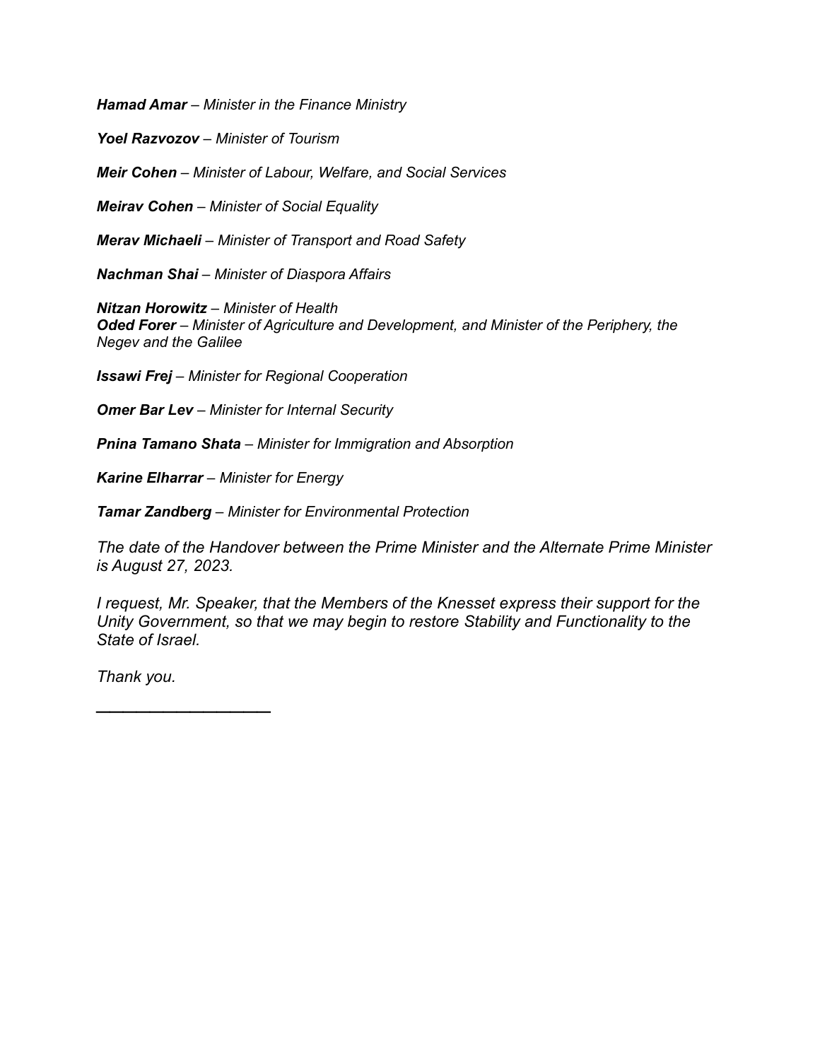***Hamad Amar*** *– Minister in the Finance Ministry*

***Yoel Razvozov*** *– Minister of Tourism*

***Meir Cohen*** *– Minister of Labour, Welfare, and Social Services*

***Meirav Cohen*** *– Minister of Social Equality*

***Merav Michaeli*** *– Minister of Transport and Road Safety*

***Nachman Shai*** *– Minister of Diaspora Affairs*

***Nitzan Horowitz*** *– Minister of Health*
***Oded Forer*** *– Minister of Agriculture and Development, and Minister of the Periphery, the Negev and the Galilee*

***Issawi Frej*** *– Minister for Regional Cooperation*

***Omer Bar Lev*** *– Minister for Internal Security*

***Pnina Tamano Shata*** *– Minister for Immigration and Absorption*

***Karine Elharrar*** *– Minister for Energy*

***Tamar Zandberg*** *– Minister for Environmental Protection*

*The date of the Handover between the Prime Minister and the Alternate Prime Minister is August 27, 2023.*

*I request, Mr. Speaker, that the Members of the Knesset express their support for the Unity Government, so that we may begin to restore Stability and Functionality to the State of Israel.*

*Thank you.*

___________________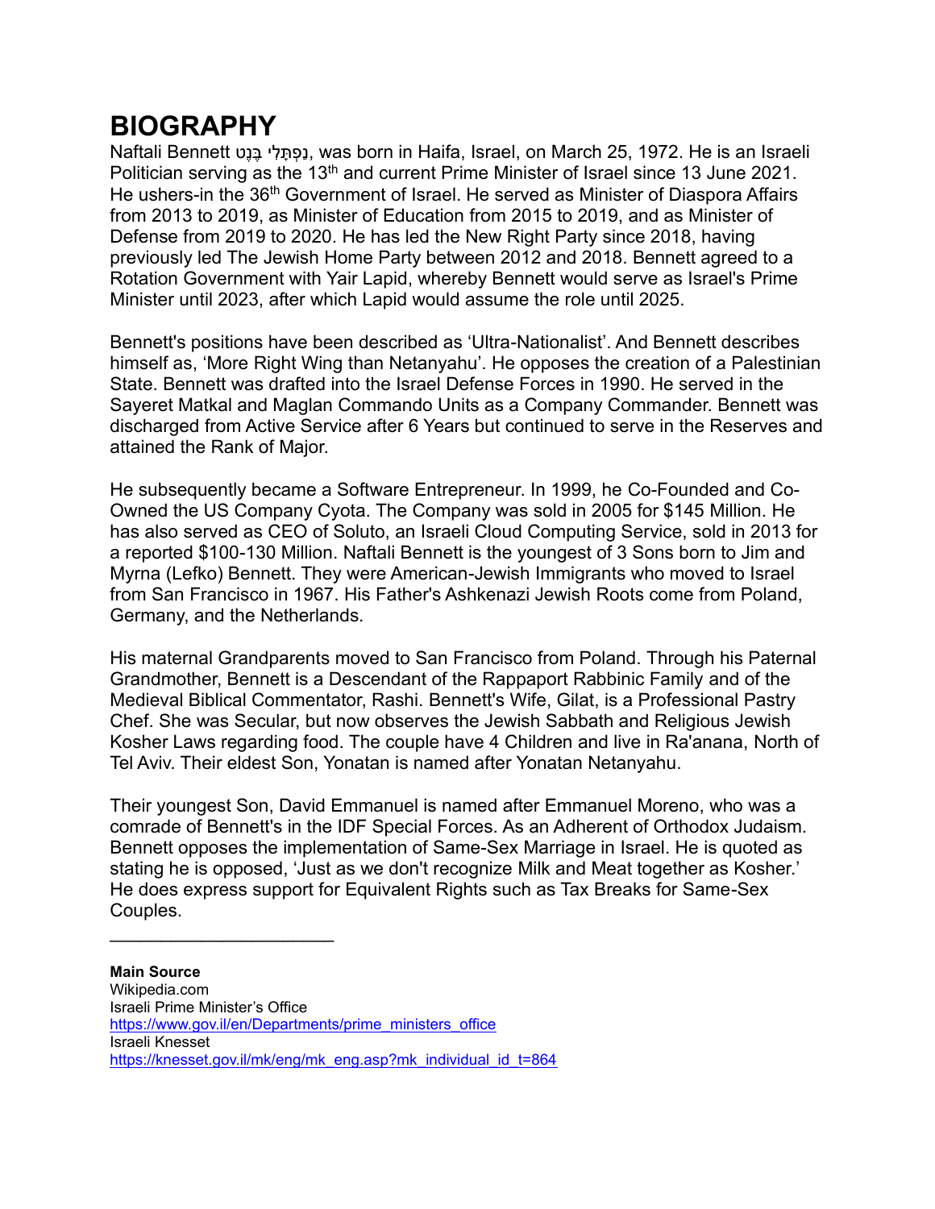# BIOGRAPHY

Naftali Bennett נַפְתָּלִי בֶּנֶט, was born in Haifa, Israel, on March 25, 1972. He is an Israeli Politician serving as the 13th and current Prime Minister of Israel since 13 June 2021. He ushers-in the 36th Government of Israel. He served as Minister of Diaspora Affairs from 2013 to 2019, as Minister of Education from 2015 to 2019, and as Minister of Defense from 2019 to 2020. He has led the New Right Party since 2018, having previously led The Jewish Home Party between 2012 and 2018. Bennett agreed to a Rotation Government with Yair Lapid, whereby Bennett would serve as Israel's Prime Minister until 2023, after which Lapid would assume the role until 2025.

Bennett's positions have been described as 'Ultra-Nationalist'. And Bennett describes himself as, 'More Right Wing than Netanyahu'. He opposes the creation of a Palestinian State. Bennett was drafted into the Israel Defense Forces in 1990. He served in the Sayeret Matkal and Maglan Commando Units as a Company Commander. Bennett was discharged from Active Service after 6 Years but continued to serve in the Reserves and attained the Rank of Major.

He subsequently became a Software Entrepreneur. In 1999, he Co-Founded and Co-Owned the US Company Cyota. The Company was sold in 2005 for $145 Million. He has also served as CEO of Soluto, an Israeli Cloud Computing Service, sold in 2013 for a reported $100-130 Million. Naftali Bennett is the youngest of 3 Sons born to Jim and Myrna (Lefko) Bennett. They were American-Jewish Immigrants who moved to Israel from San Francisco in 1967. His Father's Ashkenazi Jewish Roots come from Poland, Germany, and the Netherlands.

His maternal Grandparents moved to San Francisco from Poland. Through his Paternal Grandmother, Bennett is a Descendant of the Rappaport Rabbinic Family and of the Medieval Biblical Commentator, Rashi. Bennett's Wife, Gilat, is a Professional Pastry Chef. She was Secular, but now observes the Jewish Sabbath and Religious Jewish Kosher Laws regarding food. The couple have 4 Children and live in Ra'anana, North of Tel Aviv. Their eldest Son, Yonatan is named after Yonatan Netanyahu.

Their youngest Son, David Emmanuel is named after Emmanuel Moreno, who was a comrade of Bennett's in the IDF Special Forces. As an Adherent of Orthodox Judaism. Bennett opposes the implementation of Same-Sex Marriage in Israel. He is quoted as stating he is opposed, 'Just as we don't recognize Milk and Meat together as Kosher.' He does express support for Equivalent Rights such as Tax Breaks for Same-Sex Couples.

---

**Main Source**
Wikipedia.com
Israeli Prime Minister's Office
https://www.gov.il/en/Departments/prime_ministers_office
Israeli Knesset
https://knesset.gov.il/mk/eng/mk_eng.asp?mk_individual_id_t=864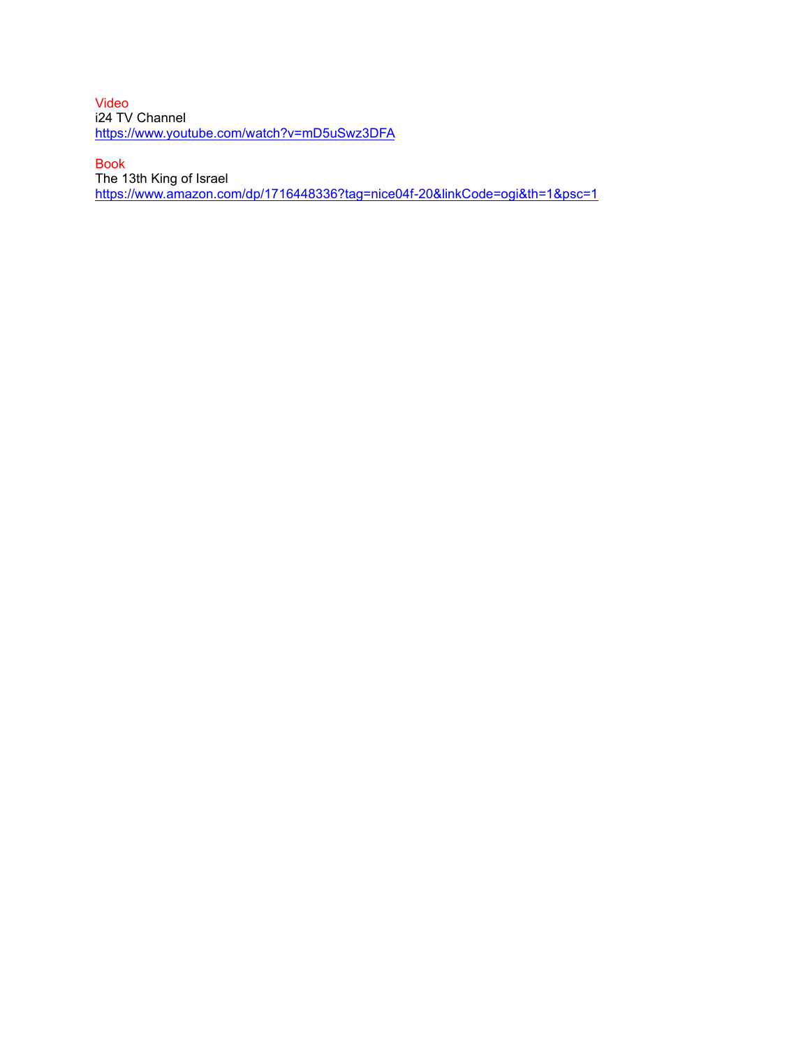Video
i24 TV Channel
https://www.youtube.com/watch?v=mD5uSwz3DFA

Book
The 13th King of Israel
https://www.amazon.com/dp/1716448336?tag=nice04f-20&linkCode=ogi&th=1&psc=1